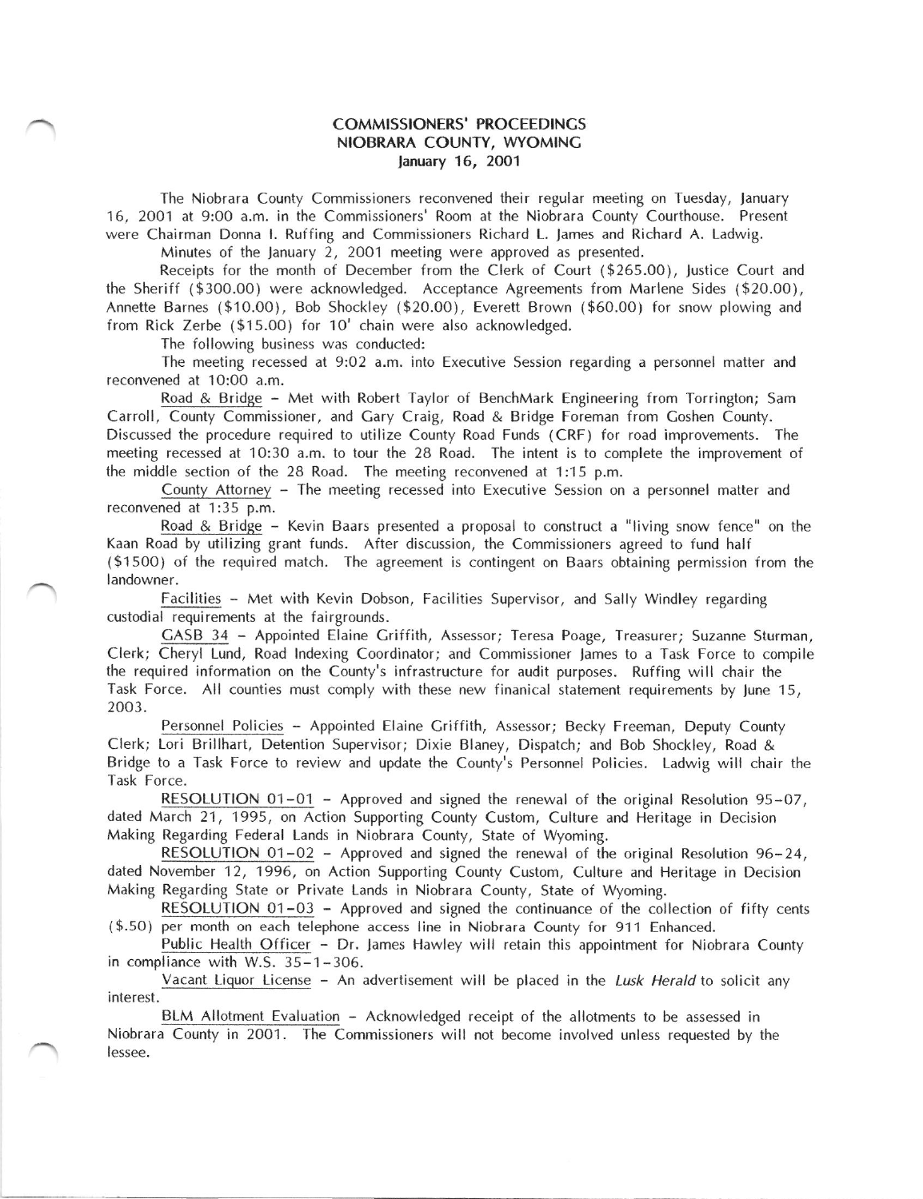# COMMISSIONERS' PROCEEDINGS
## NIOBRARA COUNTY, WYOMING
### January 16, 2001

The Niobrara County Commissioners reconvened their regular meeting on Tuesday, January 16, 2001 at 9:00 a.m. in the Commissioners' Room at the Niobrara County Courthouse. Present were Chairman Donna I. Ruffing and Commissioners Richard L. James and Richard A. Ladwig.

Minutes of the January 2, 2001 meeting were approved as presented.

Receipts for the month of December from the Clerk of Court ($265.00), Justice Court and the Sheriff ($300.00) were acknowledged. Acceptance Agreements from Marlene Sides ($20.00), Annette Barnes ($10.00), Bob Shockley ($20.00), Everett Brown ($60.00) for snow plowing and from Rick Zerbe ($15.00) for 10' chain were also acknowledged.

The following business was conducted:

The meeting recessed at 9:02 a.m. into Executive Session regarding a personnel matter and reconvened at 10:00 a.m.

Road & Bridge – Met with Robert Taylor of BenchMark Engineering from Torrington; Sam Carroll, County Commissioner, and Gary Craig, Road & Bridge Foreman from Goshen County. Discussed the procedure required to utilize County Road Funds (CRF) for road improvements. The meeting recessed at 10:30 a.m. to tour the 28 Road. The intent is to complete the improvement of the middle section of the 28 Road. The meeting reconvened at 1:15 p.m.

County Attorney – The meeting recessed into Executive Session on a personnel matter and reconvened at 1:35 p.m.

Road & Bridge – Kevin Baars presented a proposal to construct a "living snow fence" on the Kaan Road by utilizing grant funds. After discussion, the Commissioners agreed to fund half ($1500) of the required match. The agreement is contingent on Baars obtaining permission from the landowner.

Facilities – Met with Kevin Dobson, Facilities Supervisor, and Sally Windley regarding custodial requirements at the fairgrounds.

GASB 34 – Appointed Elaine Griffith, Assessor; Teresa Poage, Treasurer; Suzanne Sturman, Clerk; Cheryl Lund, Road Indexing Coordinator; and Commissioner James to a Task Force to compile the required information on the County's infrastructure for audit purposes. Ruffing will chair the Task Force. All counties must comply with these new finanical statement requirements by June 15, 2003.

Personnel Policies – Appointed Elaine Griffith, Assessor; Becky Freeman, Deputy County Clerk; Lori Brillhart, Detention Supervisor; Dixie Blaney, Dispatch; and Bob Shockley, Road & Bridge to a Task Force to review and update the County's Personnel Policies. Ladwig will chair the Task Force.

RESOLUTION 01-01 – Approved and signed the renewal of the original Resolution 95-07, dated March 21, 1995, on Action Supporting County Custom, Culture and Heritage in Decision Making Regarding Federal Lands in Niobrara County, State of Wyoming.

RESOLUTION 01-02 – Approved and signed the renewal of the original Resolution 96-24, dated November 12, 1996, on Action Supporting County Custom, Culture and Heritage in Decision Making Regarding State or Private Lands in Niobrara County, State of Wyoming.

RESOLUTION 01-03 – Approved and signed the continuance of the collection of fifty cents ($.50) per month on each telephone access line in Niobrara County for 911 Enhanced.

Public Health Officer – Dr. James Hawley will retain this appointment for Niobrara County in compliance with W.S. 35-1-306.

Vacant Liquor License – An advertisement will be placed in the *Lusk Herald* to solicit any interest.

BLM Allotment Evaluation – Acknowledged receipt of the allotments to be assessed in Niobrara County in 2001. The Commissioners will not become involved unless requested by the lessee.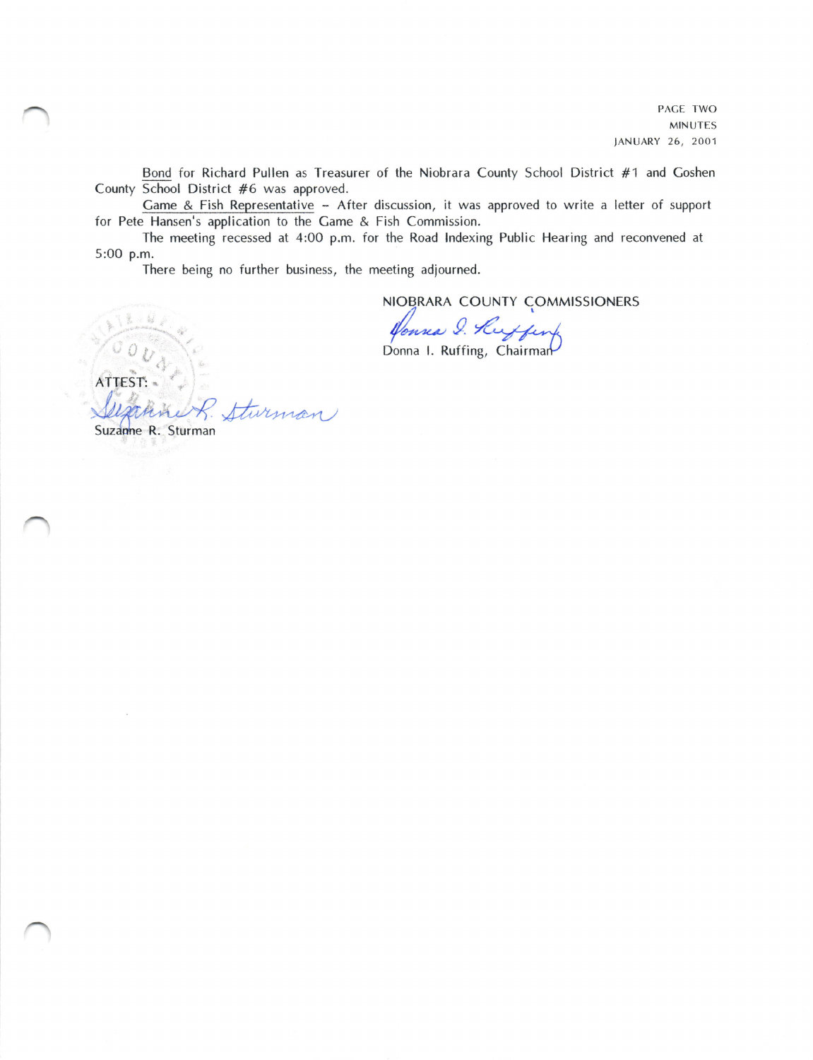Bond for Richard Pullen as Treasurer of the Niobrara County School District #1 and Goshen County School District #6 was approved.

Game & Fish Representative – After discussion, it was approved to write a letter of support for Pete Hansen's application to the Game & Fish Commission.

The meeting recessed at 4:00 p.m. for the Road Indexing Public Hearing and reconvened at 5:00 p.m.

There being no further business, the meeting adjourned.

NIOBRARA COUNTY COMMISSIONERS

Donna I. Ruffing, Chairman

ATTEST:

Suzanne R. Sturman